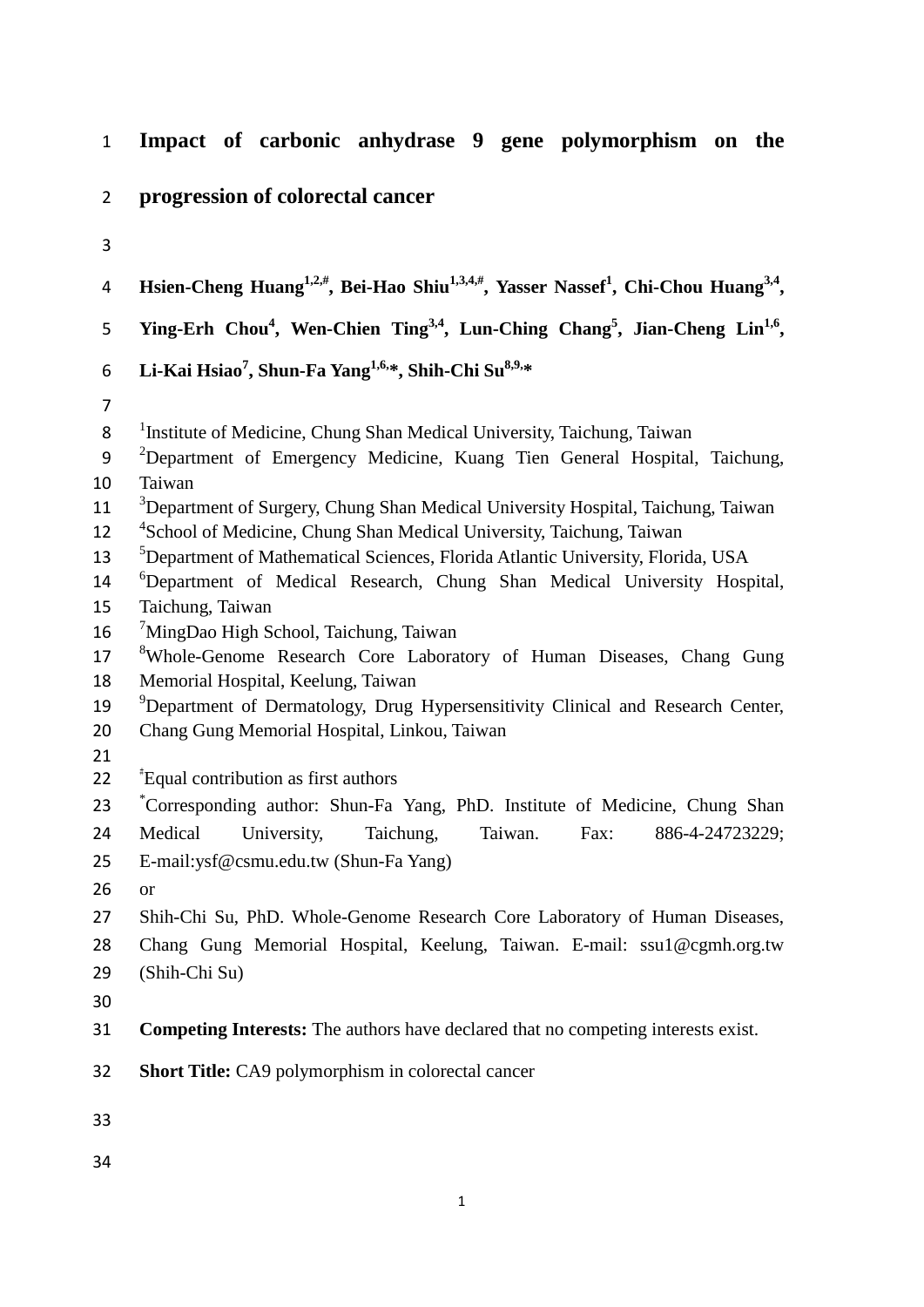# Impact of carbonic anhydrase 9 gene polymorphism on the progression of colorectal cancer

**Hsien-Cheng Huang[1,2,#], Bei-Hao Shiu[1,3,4,#], Yasser Nassef[1], Chi-Chou Huang[3,4], Ying-Erh Chou[4], Wen-Chien Ting[3,4], Lun-Ching Chang[5], Jian-Cheng Lin[1,6], Li-Kai Hsiao[7], Shun-Fa Yang[1,6,*], Shih-Chi Su[8,9,*]**

[1]Institute of Medicine, Chung Shan Medical University, Taichung, Taiwan
[2]Department of Emergency Medicine, Kuang Tien General Hospital, Taichung, Taiwan
[3]Department of Surgery, Chung Shan Medical University Hospital, Taichung, Taiwan
[4]School of Medicine, Chung Shan Medical University, Taichung, Taiwan
[5]Department of Mathematical Sciences, Florida Atlantic University, Florida, USA
[6]Department of Medical Research, Chung Shan Medical University Hospital, Taichung, Taiwan
[7]MingDao High School, Taichung, Taiwan
[8]Whole-Genome Research Core Laboratory of Human Diseases, Chang Gung Memorial Hospital, Keelung, Taiwan
[9]Department of Dermatology, Drug Hypersensitivity Clinical and Research Center, Chang Gung Memorial Hospital, Linkou, Taiwan

[‡]Equal contribution as first authors
[*]Corresponding author: Shun-Fa Yang, PhD. Institute of Medicine, Chung Shan Medical University, Taichung, Taiwan. Fax: 886-4-24723229; E-mail:ysf@csmu.edu.tw (Shun-Fa Yang)
or
Shih-Chi Su, PhD. Whole-Genome Research Core Laboratory of Human Diseases, Chang Gung Memorial Hospital, Keelung, Taiwan. E-mail: ssu1@cgmh.org.tw (Shih-Chi Su)

**Competing Interests:** The authors have declared that no competing interests exist.

**Short Title:** CA9 polymorphism in colorectal cancer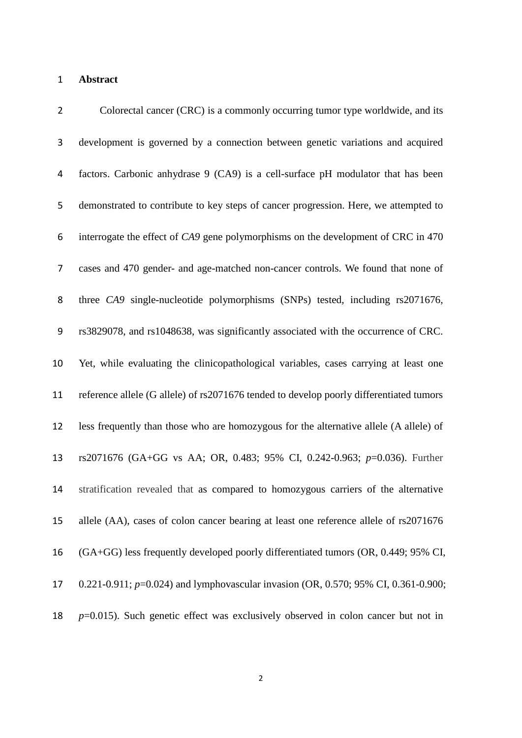## Abstract

Colorectal cancer (CRC) is a commonly occurring tumor type worldwide, and its development is governed by a connection between genetic variations and acquired factors. Carbonic anhydrase 9 (CA9) is a cell-surface pH modulator that has been demonstrated to contribute to key steps of cancer progression. Here, we attempted to interrogate the effect of *CA9* gene polymorphisms on the development of CRC in 470 cases and 470 gender- and age-matched non-cancer controls. We found that none of three *CA9* single-nucleotide polymorphisms (SNPs) tested, including rs2071676, rs3829078, and rs1048638, was significantly associated with the occurrence of CRC. Yet, while evaluating the clinicopathological variables, cases carrying at least one reference allele (G allele) of rs2071676 tended to develop poorly differentiated tumors less frequently than those who are homozygous for the alternative allele (A allele) of rs2071676 (GA+GG vs AA; OR, 0.483; 95% CI, 0.242-0.963; *p*=0.036). Further stratification revealed that as compared to homozygous carriers of the alternative allele (AA), cases of colon cancer bearing at least one reference allele of rs2071676 (GA+GG) less frequently developed poorly differentiated tumors (OR, 0.449; 95% CI, 0.221-0.911; *p*=0.024) and lymphovascular invasion (OR, 0.570; 95% CI, 0.361-0.900; *p*=0.015). Such genetic effect was exclusively observed in colon cancer but not in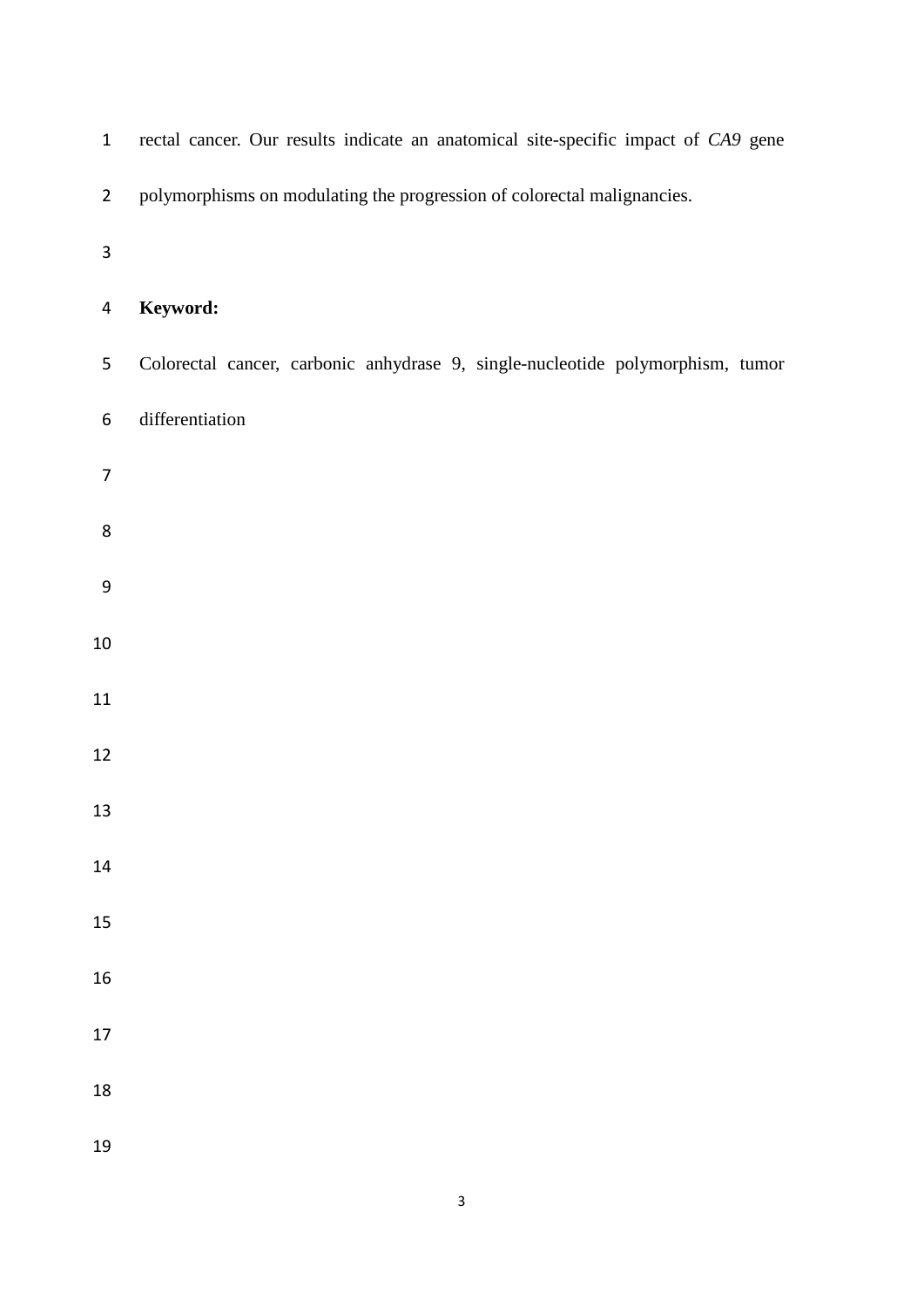rectal cancer. Our results indicate an anatomical site-specific impact of *CA9* gene polymorphisms on modulating the progression of colorectal malignancies.

**Keyword:**

Colorectal cancer, carbonic anhydrase 9, single-nucleotide polymorphism, tumor differentiation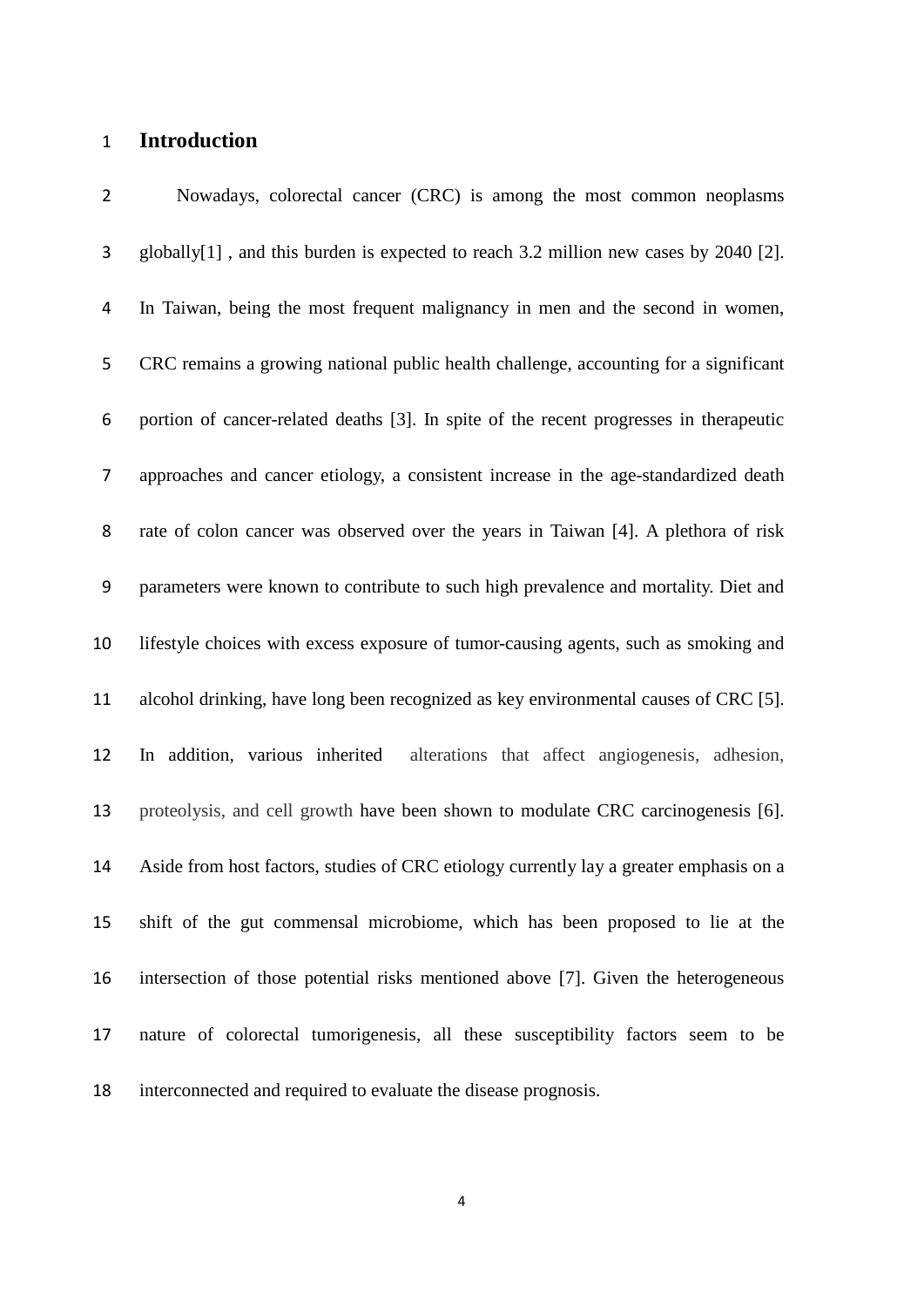# Introduction

Nowadays, colorectal cancer (CRC) is among the most common neoplasms globally[1] , and this burden is expected to reach 3.2 million new cases by 2040 [2]. In Taiwan, being the most frequent malignancy in men and the second in women, CRC remains a growing national public health challenge, accounting for a significant portion of cancer-related deaths [3]. In spite of the recent progresses in therapeutic approaches and cancer etiology, a consistent increase in the age-standardized death rate of colon cancer was observed over the years in Taiwan [4]. A plethora of risk parameters were known to contribute to such high prevalence and mortality. Diet and lifestyle choices with excess exposure of tumor-causing agents, such as smoking and alcohol drinking, have long been recognized as key environmental causes of CRC [5]. In addition, various inherited alterations that affect angiogenesis, adhesion, proteolysis, and cell growth have been shown to modulate CRC carcinogenesis [6]. Aside from host factors, studies of CRC etiology currently lay a greater emphasis on a shift of the gut commensal microbiome, which has been proposed to lie at the intersection of those potential risks mentioned above [7]. Given the heterogeneous nature of colorectal tumorigenesis, all these susceptibility factors seem to be interconnected and required to evaluate the disease prognosis.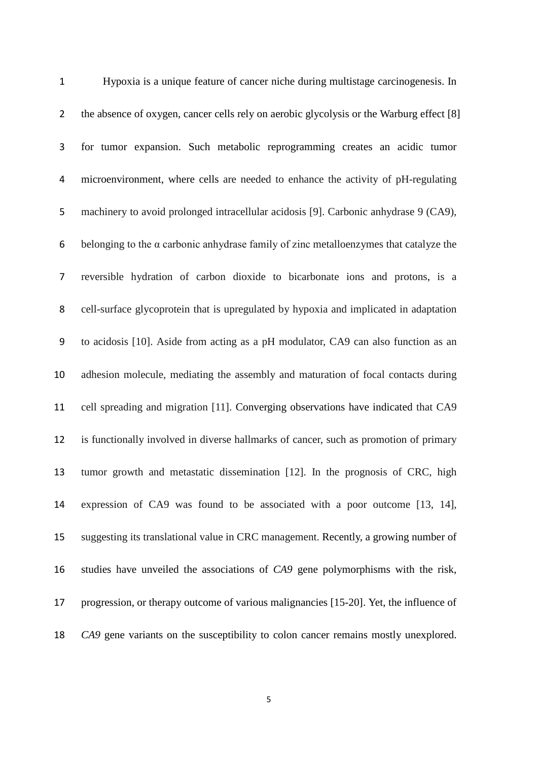Hypoxia is a unique feature of cancer niche during multistage carcinogenesis. In the absence of oxygen, cancer cells rely on aerobic glycolysis or the Warburg effect [8] for tumor expansion. Such metabolic reprogramming creates an acidic tumor microenvironment, where cells are needed to enhance the activity of pH-regulating machinery to avoid prolonged intracellular acidosis [9]. Carbonic anhydrase 9 (CA9), belonging to the α carbonic anhydrase family of zinc metalloenzymes that catalyze the reversible hydration of carbon dioxide to bicarbonate ions and protons, is a cell-surface glycoprotein that is upregulated by hypoxia and implicated in adaptation to acidosis [10]. Aside from acting as a pH modulator, CA9 can also function as an adhesion molecule, mediating the assembly and maturation of focal contacts during cell spreading and migration [11]. Converging observations have indicated that CA9 is functionally involved in diverse hallmarks of cancer, such as promotion of primary tumor growth and metastatic dissemination [12]. In the prognosis of CRC, high expression of CA9 was found to be associated with a poor outcome [13, 14], suggesting its translational value in CRC management. Recently, a growing number of studies have unveiled the associations of *CA9* gene polymorphisms with the risk, progression, or therapy outcome of various malignancies [15-20]. Yet, the influence of *CA9* gene variants on the susceptibility to colon cancer remains mostly unexplored.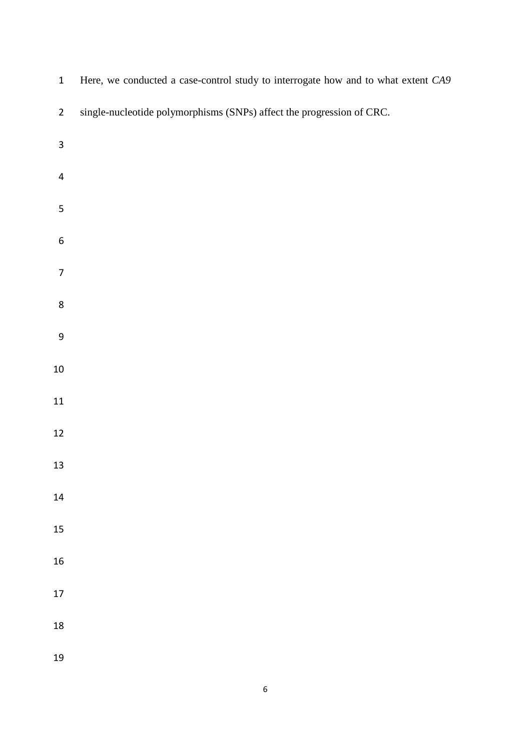Here, we conducted a case-control study to interrogate how and to what extent *CA9* single-nucleotide polymorphisms (SNPs) affect the progression of CRC.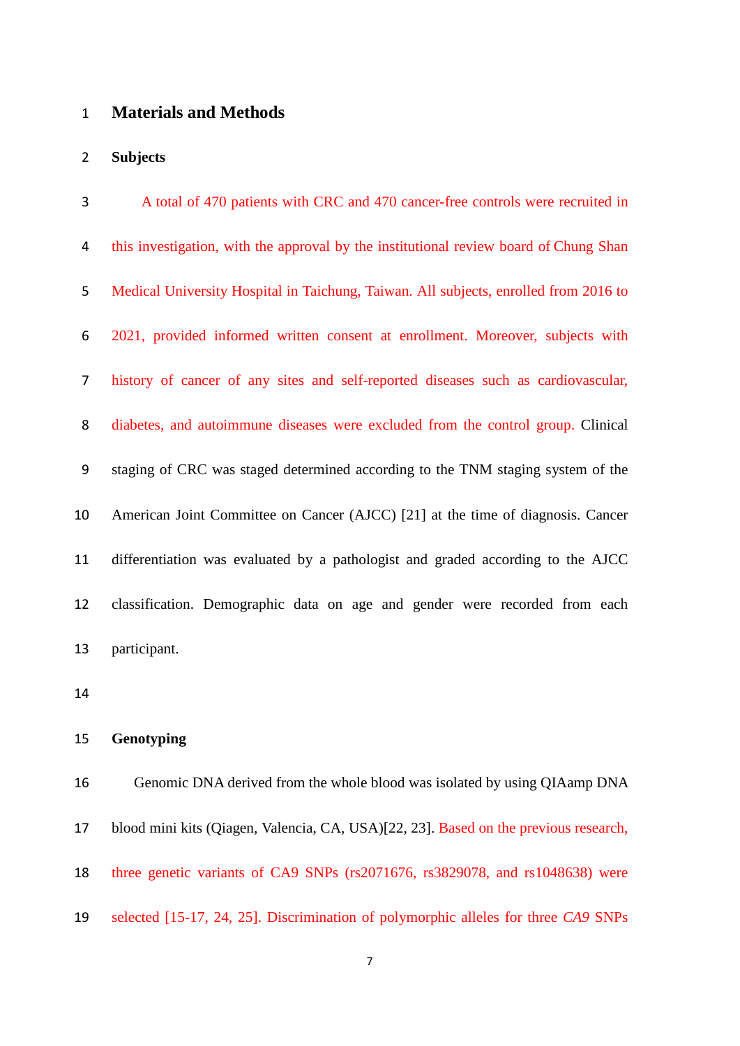# Materials and Methods

## Subjects

A total of 470 patients with CRC and 470 cancer-free controls were recruited in this investigation, with the approval by the institutional review board of Chung Shan Medical University Hospital in Taichung, Taiwan. All subjects, enrolled from 2016 to 2021, provided informed written consent at enrollment. Moreover, subjects with history of cancer of any sites and self-reported diseases such as cardiovascular, diabetes, and autoimmune diseases were excluded from the control group. Clinical staging of CRC was staged determined according to the TNM staging system of the American Joint Committee on Cancer (AJCC) [21] at the time of diagnosis. Cancer differentiation was evaluated by a pathologist and graded according to the AJCC classification. Demographic data on age and gender were recorded from each participant.

## Genotyping

Genomic DNA derived from the whole blood was isolated by using QIAamp DNA blood mini kits (Qiagen, Valencia, CA, USA)[22, 23]. Based on the previous research, three genetic variants of CA9 SNPs (rs2071676, rs3829078, and rs1048638) were selected [15-17, 24, 25]. Discrimination of polymorphic alleles for three *CA9* SNPs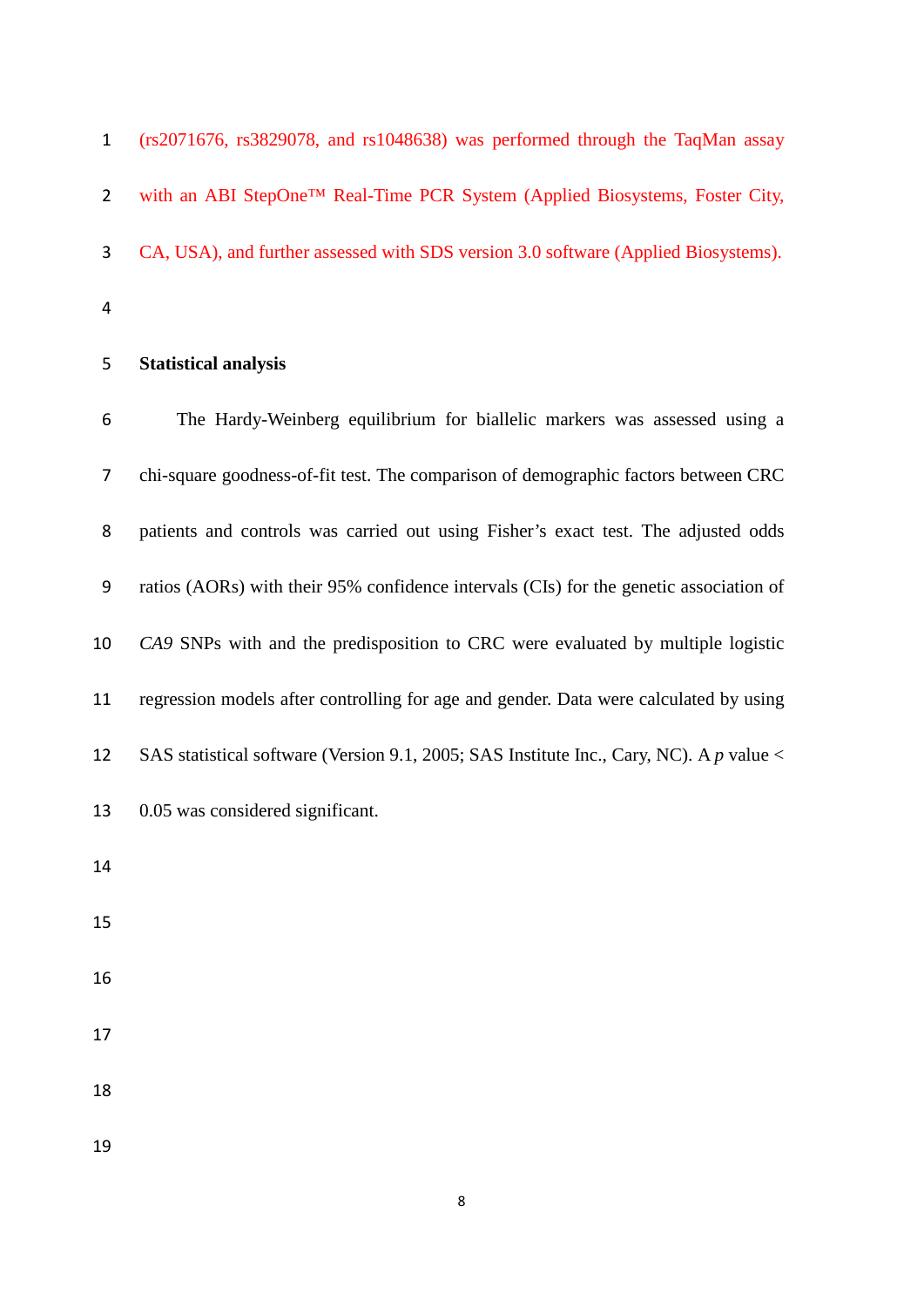(rs2071676, rs3829078, and rs1048638) was performed through the TaqMan assay with an ABI StepOne™ Real-Time PCR System (Applied Biosystems, Foster City, CA, USA), and further assessed with SDS version 3.0 software (Applied Biosystems).

**Statistical analysis**

The Hardy-Weinberg equilibrium for biallelic markers was assessed using a chi-square goodness-of-fit test. The comparison of demographic factors between CRC patients and controls was carried out using Fisher's exact test. The adjusted odds ratios (AORs) with their 95% confidence intervals (CIs) for the genetic association of *CA9* SNPs with and the predisposition to CRC were evaluated by multiple logistic regression models after controlling for age and gender. Data were calculated by using SAS statistical software (Version 9.1, 2005; SAS Institute Inc., Cary, NC). A $p$ value < 0.05 was considered significant.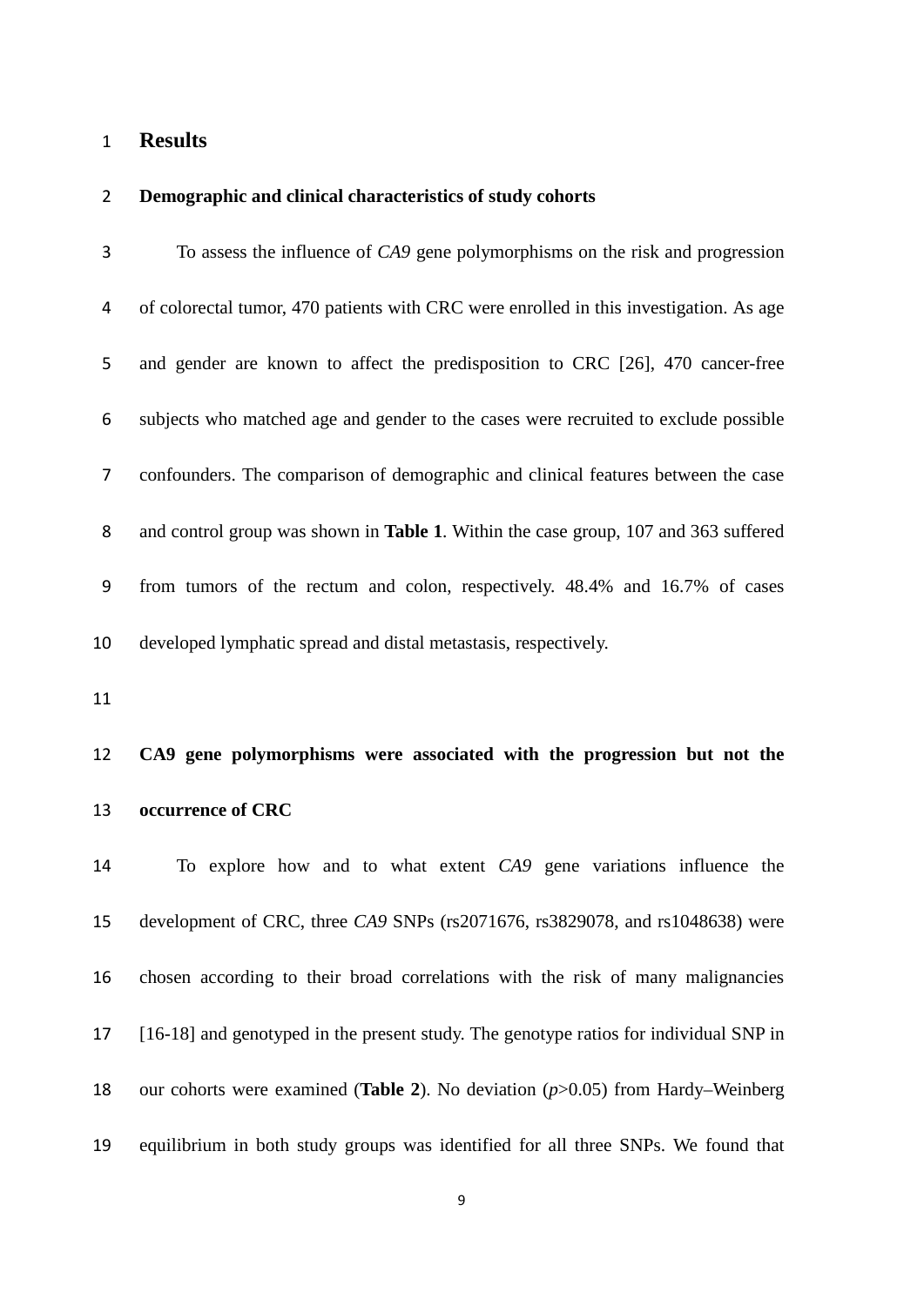# Results

## Demographic and clinical characteristics of study cohorts

To assess the influence of *CA9* gene polymorphisms on the risk and progression of colorectal tumor, 470 patients with CRC were enrolled in this investigation. As age and gender are known to affect the predisposition to CRC [26], 470 cancer-free subjects who matched age and gender to the cases were recruited to exclude possible confounders. The comparison of demographic and clinical features between the case and control group was shown in **Table 1**. Within the case group, 107 and 363 suffered from tumors of the rectum and colon, respectively. 48.4% and 16.7% of cases developed lymphatic spread and distal metastasis, respectively.

## CA9 gene polymorphisms were associated with the progression but not the occurrence of CRC

To explore how and to what extent *CA9* gene variations influence the development of CRC, three *CA9* SNPs (rs2071676, rs3829078, and rs1048638) were chosen according to their broad correlations with the risk of many malignancies [16-18] and genotyped in the present study. The genotype ratios for individual SNP in our cohorts were examined (**Table 2**). No deviation ($p>0.05$) from Hardy–Weinberg equilibrium in both study groups was identified for all three SNPs. We found that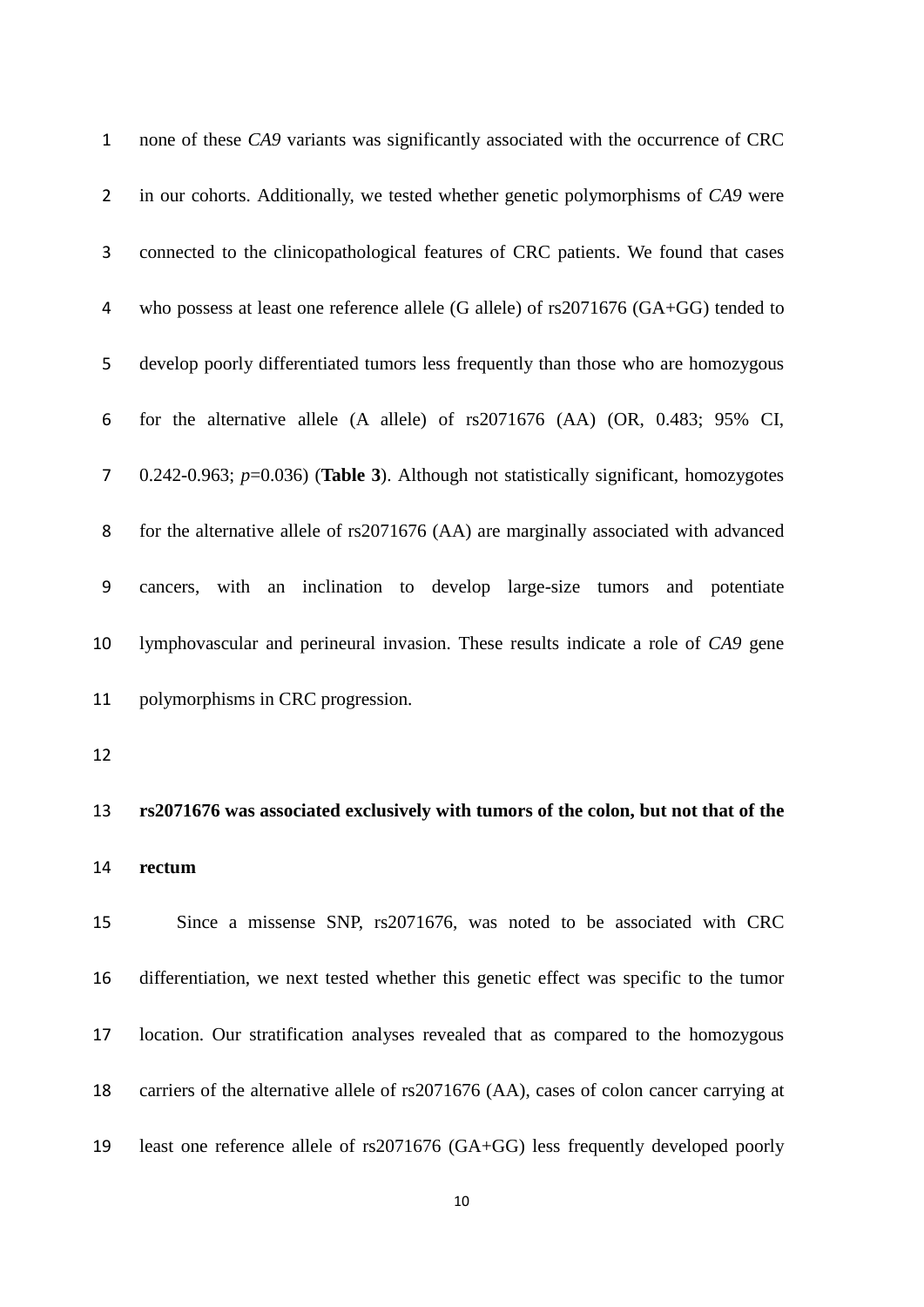none of these *CA9* variants was significantly associated with the occurrence of CRC in our cohorts. Additionally, we tested whether genetic polymorphisms of *CA9* were connected to the clinicopathological features of CRC patients. We found that cases who possess at least one reference allele (G allele) of rs2071676 (GA+GG) tended to develop poorly differentiated tumors less frequently than those who are homozygous for the alternative allele (A allele) of rs2071676 (AA) (OR, 0.483; 95% CI, 0.242-0.963; *p*=0.036) (**Table 3**). Although not statistically significant, homozygotes for the alternative allele of rs2071676 (AA) are marginally associated with advanced cancers, with an inclination to develop large-size tumors and potentiate lymphovascular and perineural invasion. These results indicate a role of *CA9* gene polymorphisms in CRC progression.

**rs2071676 was associated exclusively with tumors of the colon, but not that of the rectum**

Since a missense SNP, rs2071676, was noted to be associated with CRC differentiation, we next tested whether this genetic effect was specific to the tumor location. Our stratification analyses revealed that as compared to the homozygous carriers of the alternative allele of rs2071676 (AA), cases of colon cancer carrying at least one reference allele of rs2071676 (GA+GG) less frequently developed poorly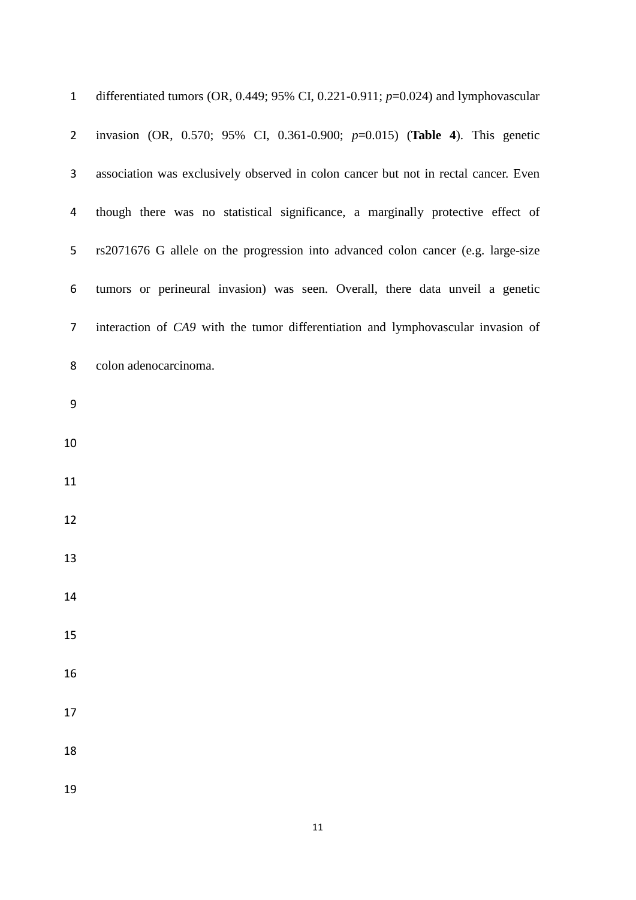differentiated tumors (OR, 0.449; 95% CI, 0.221-0.911; *p*=0.024) and lymphovascular invasion (OR, 0.570; 95% CI, 0.361-0.900; *p*=0.015) (**Table 4**). This genetic association was exclusively observed in colon cancer but not in rectal cancer. Even though there was no statistical significance, a marginally protective effect of rs2071676 G allele on the progression into advanced colon cancer (e.g. large-size tumors or perineural invasion) was seen. Overall, there data unveil a genetic interaction of *CA9* with the tumor differentiation and lymphovascular invasion of colon adenocarcinoma.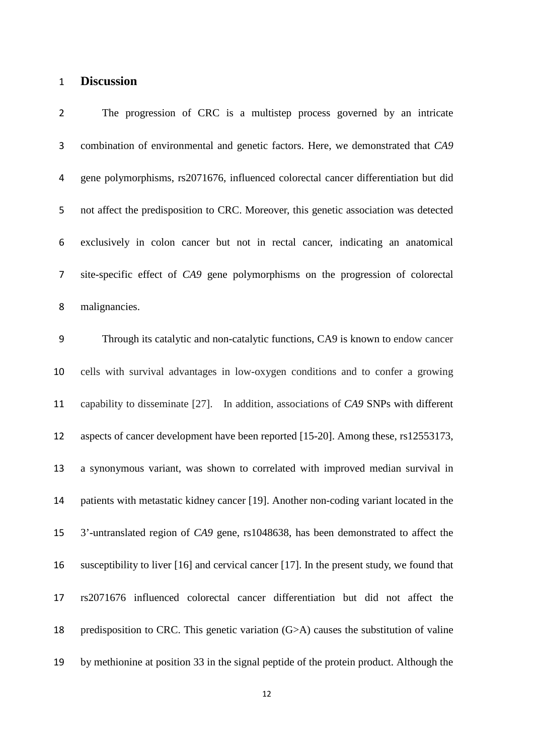## Discussion

The progression of CRC is a multistep process governed by an intricate combination of environmental and genetic factors. Here, we demonstrated that *CA9* gene polymorphisms, rs2071676, influenced colorectal cancer differentiation but did not affect the predisposition to CRC. Moreover, this genetic association was detected exclusively in colon cancer but not in rectal cancer, indicating an anatomical site-specific effect of *CA9* gene polymorphisms on the progression of colorectal malignancies.

Through its catalytic and non-catalytic functions, CA9 is known to endow cancer cells with survival advantages in low-oxygen conditions and to confer a growing capability to disseminate [27]. In addition, associations of *CA9* SNPs with different aspects of cancer development have been reported [15-20]. Among these, rs12553173, a synonymous variant, was shown to correlated with improved median survival in patients with metastatic kidney cancer [19]. Another non-coding variant located in the 3'-untranslated region of *CA9* gene, rs1048638, has been demonstrated to affect the susceptibility to liver [16] and cervical cancer [17]. In the present study, we found that rs2071676 influenced colorectal cancer differentiation but did not affect the predisposition to CRC. This genetic variation (G>A) causes the substitution of valine by methionine at position 33 in the signal peptide of the protein product. Although the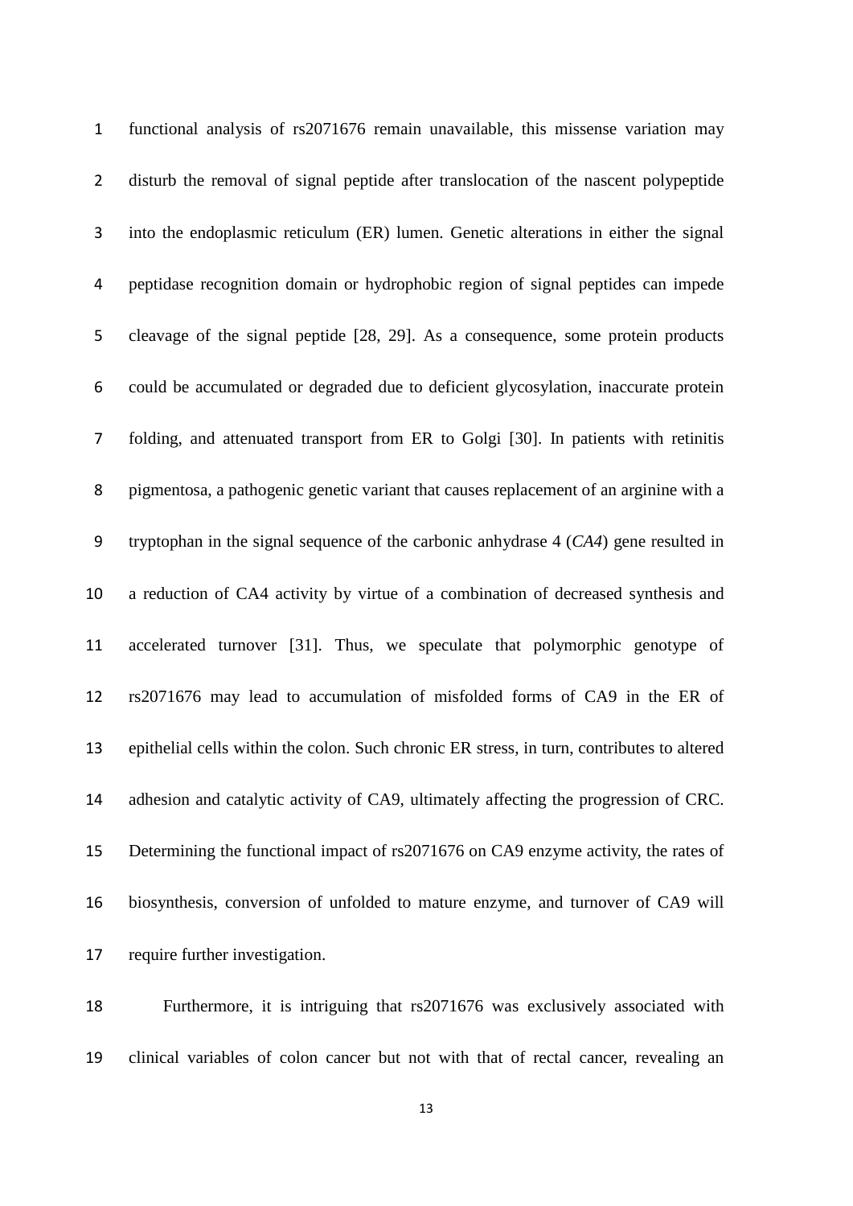functional analysis of rs2071676 remain unavailable, this missense variation may disturb the removal of signal peptide after translocation of the nascent polypeptide into the endoplasmic reticulum (ER) lumen. Genetic alterations in either the signal peptidase recognition domain or hydrophobic region of signal peptides can impede cleavage of the signal peptide [28, 29]. As a consequence, some protein products could be accumulated or degraded due to deficient glycosylation, inaccurate protein folding, and attenuated transport from ER to Golgi [30]. In patients with retinitis pigmentosa, a pathogenic genetic variant that causes replacement of an arginine with a tryptophan in the signal sequence of the carbonic anhydrase 4 (*CA4*) gene resulted in a reduction of CA4 activity by virtue of a combination of decreased synthesis and accelerated turnover [31]. Thus, we speculate that polymorphic genotype of rs2071676 may lead to accumulation of misfolded forms of CA9 in the ER of epithelial cells within the colon. Such chronic ER stress, in turn, contributes to altered adhesion and catalytic activity of CA9, ultimately affecting the progression of CRC. Determining the functional impact of rs2071676 on CA9 enzyme activity, the rates of biosynthesis, conversion of unfolded to mature enzyme, and turnover of CA9 will require further investigation.

Furthermore, it is intriguing that rs2071676 was exclusively associated with clinical variables of colon cancer but not with that of rectal cancer, revealing an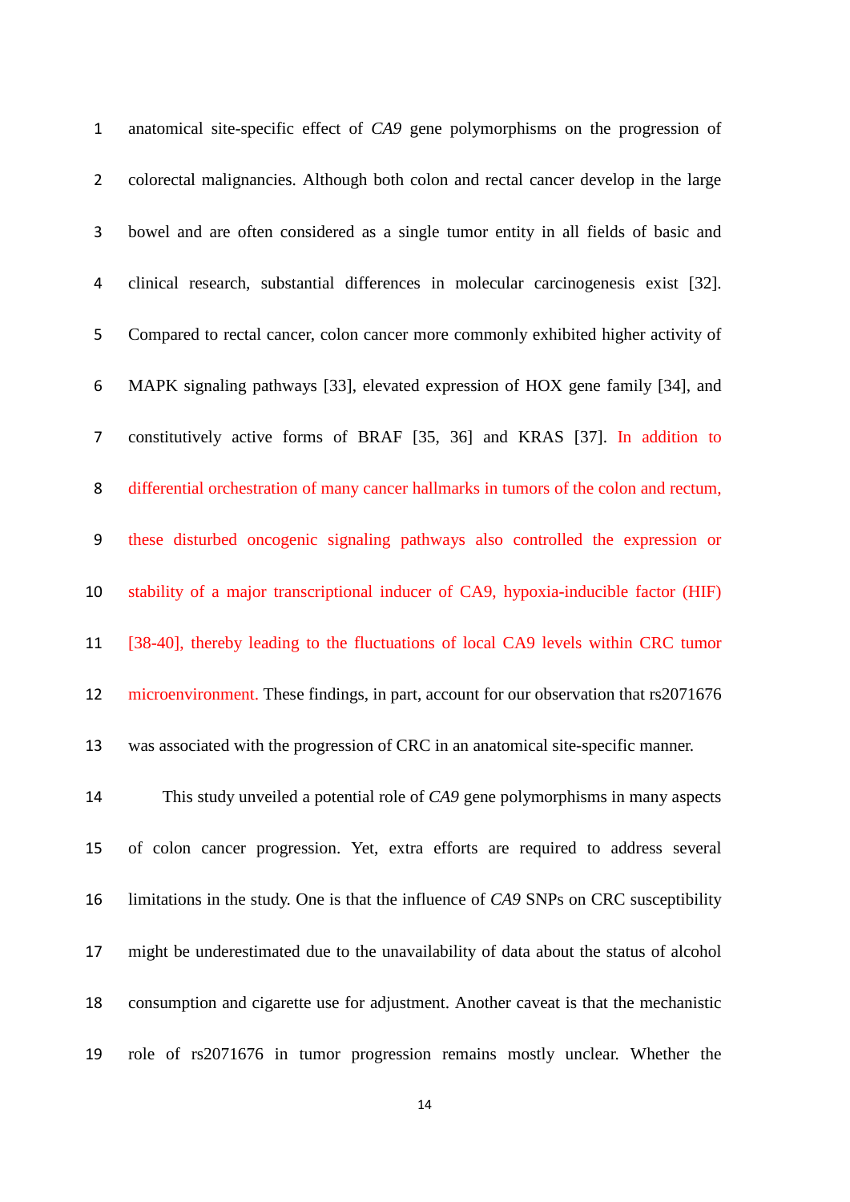anatomical site-specific effect of *CA9* gene polymorphisms on the progression of colorectal malignancies. Although both colon and rectal cancer develop in the large bowel and are often considered as a single tumor entity in all fields of basic and clinical research, substantial differences in molecular carcinogenesis exist [32]. Compared to rectal cancer, colon cancer more commonly exhibited higher activity of MAPK signaling pathways [33], elevated expression of HOX gene family [34], and constitutively active forms of BRAF [35, 36] and KRAS [37]. In addition to differential orchestration of many cancer hallmarks in tumors of the colon and rectum, these disturbed oncogenic signaling pathways also controlled the expression or stability of a major transcriptional inducer of CA9, hypoxia-inducible factor (HIF) [38-40], thereby leading to the fluctuations of local CA9 levels within CRC tumor microenvironment. These findings, in part, account for our observation that rs2071676 was associated with the progression of CRC in an anatomical site-specific manner.

This study unveiled a potential role of *CA9* gene polymorphisms in many aspects of colon cancer progression. Yet, extra efforts are required to address several limitations in the study. One is that the influence of *CA9* SNPs on CRC susceptibility might be underestimated due to the unavailability of data about the status of alcohol consumption and cigarette use for adjustment. Another caveat is that the mechanistic role of rs2071676 in tumor progression remains mostly unclear. Whether the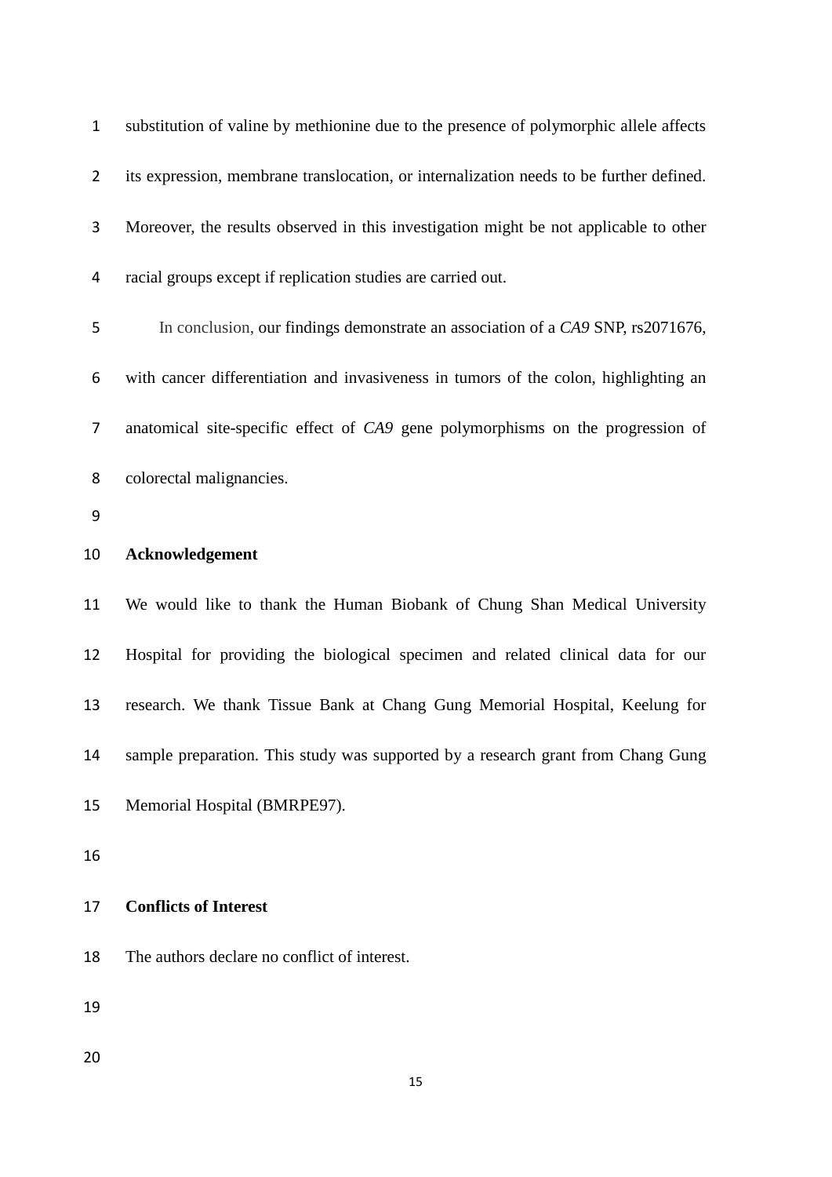substitution of valine by methionine due to the presence of polymorphic allele affects its expression, membrane translocation, or internalization needs to be further defined. Moreover, the results observed in this investigation might be not applicable to other racial groups except if replication studies are carried out.

In conclusion, our findings demonstrate an association of a *CA9* SNP, rs2071676, with cancer differentiation and invasiveness in tumors of the colon, highlighting an anatomical site-specific effect of *CA9* gene polymorphisms on the progression of colorectal malignancies.

**Acknowledgement**

We would like to thank the Human Biobank of Chung Shan Medical University Hospital for providing the biological specimen and related clinical data for our research. We thank Tissue Bank at Chang Gung Memorial Hospital, Keelung for sample preparation. This study was supported by a research grant from Chang Gung Memorial Hospital (BMRPE97).

**Conflicts of Interest**

The authors declare no conflict of interest.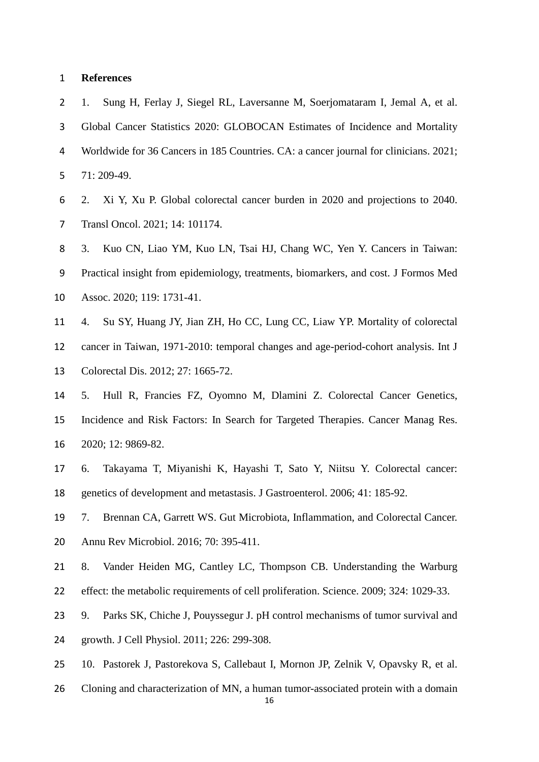# References

1. Sung H, Ferlay J, Siegel RL, Laversanne M, Soerjomataram I, Jemal A, et al. Global Cancer Statistics 2020: GLOBOCAN Estimates of Incidence and Mortality Worldwide for 36 Cancers in 185 Countries. CA: a cancer journal for clinicians. 2021; 71: 209-49.
2. Xi Y, Xu P. Global colorectal cancer burden in 2020 and projections to 2040. Transl Oncol. 2021; 14: 101174.
3. Kuo CN, Liao YM, Kuo LN, Tsai HJ, Chang WC, Yen Y. Cancers in Taiwan: Practical insight from epidemiology, treatments, biomarkers, and cost. J Formos Med Assoc. 2020; 119: 1731-41.
4. Su SY, Huang JY, Jian ZH, Ho CC, Lung CC, Liaw YP. Mortality of colorectal cancer in Taiwan, 1971-2010: temporal changes and age-period-cohort analysis. Int J Colorectal Dis. 2012; 27: 1665-72.
5. Hull R, Francies FZ, Oyomno M, Dlamini Z. Colorectal Cancer Genetics, Incidence and Risk Factors: In Search for Targeted Therapies. Cancer Manag Res. 2020; 12: 9869-82.
6. Takayama T, Miyanishi K, Hayashi T, Sato Y, Niitsu Y. Colorectal cancer: genetics of development and metastasis. J Gastroenterol. 2006; 41: 185-92.
7. Brennan CA, Garrett WS. Gut Microbiota, Inflammation, and Colorectal Cancer. Annu Rev Microbiol. 2016; 70: 395-411.
8. Vander Heiden MG, Cantley LC, Thompson CB. Understanding the Warburg effect: the metabolic requirements of cell proliferation. Science. 2009; 324: 1029-33.
9. Parks SK, Chiche J, Pouyssegur J. pH control mechanisms of tumor survival and growth. J Cell Physiol. 2011; 226: 299-308.
10. Pastorek J, Pastorekova S, Callebaut I, Mornon JP, Zelnik V, Opavsky R, et al. Cloning and characterization of MN, a human tumor-associated protein with a domain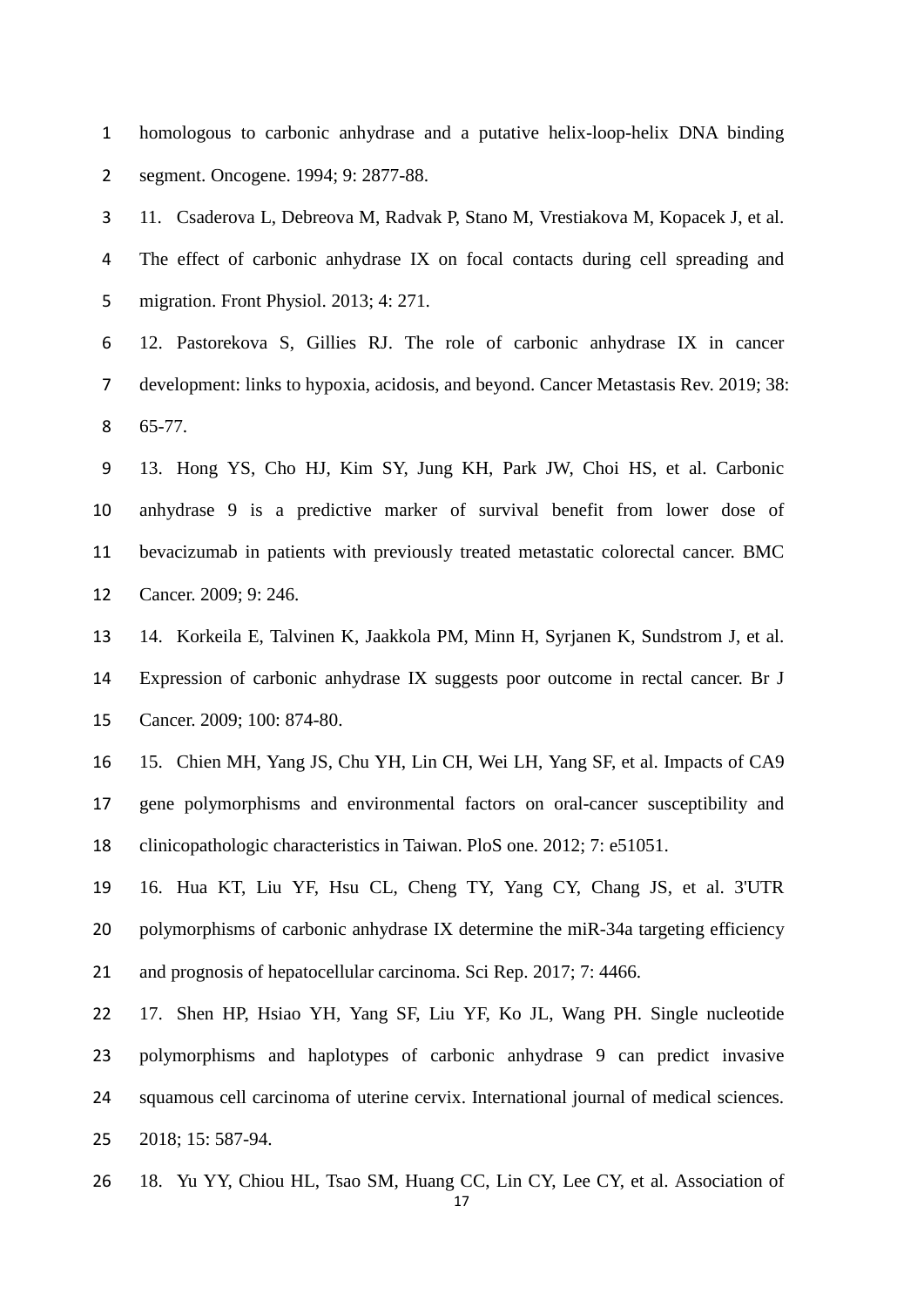homologous to carbonic anhydrase and a putative helix-loop-helix DNA binding segment. Oncogene. 1994; 9: 2877-88.

11. Csaderova L, Debreova M, Radvak P, Stano M, Vrestiakova M, Kopacek J, et al. The effect of carbonic anhydrase IX on focal contacts during cell spreading and migration. Front Physiol. 2013; 4: 271.

12. Pastorekova S, Gillies RJ. The role of carbonic anhydrase IX in cancer development: links to hypoxia, acidosis, and beyond. Cancer Metastasis Rev. 2019; 38: 65-77.

13. Hong YS, Cho HJ, Kim SY, Jung KH, Park JW, Choi HS, et al. Carbonic anhydrase 9 is a predictive marker of survival benefit from lower dose of bevacizumab in patients with previously treated metastatic colorectal cancer. BMC Cancer. 2009; 9: 246.

14. Korkeila E, Talvinen K, Jaakkola PM, Minn H, Syrjanen K, Sundstrom J, et al. Expression of carbonic anhydrase IX suggests poor outcome in rectal cancer. Br J Cancer. 2009; 100: 874-80.

15. Chien MH, Yang JS, Chu YH, Lin CH, Wei LH, Yang SF, et al. Impacts of CA9 gene polymorphisms and environmental factors on oral-cancer susceptibility and clinicopathologic characteristics in Taiwan. PloS one. 2012; 7: e51051.

16. Hua KT, Liu YF, Hsu CL, Cheng TY, Yang CY, Chang JS, et al. 3'UTR polymorphisms of carbonic anhydrase IX determine the miR-34a targeting efficiency and prognosis of hepatocellular carcinoma. Sci Rep. 2017; 7: 4466.

17. Shen HP, Hsiao YH, Yang SF, Liu YF, Ko JL, Wang PH. Single nucleotide polymorphisms and haplotypes of carbonic anhydrase 9 can predict invasive squamous cell carcinoma of uterine cervix. International journal of medical sciences. 2018; 15: 587-94.

18. Yu YY, Chiou HL, Tsao SM, Huang CC, Lin CY, Lee CY, et al. Association of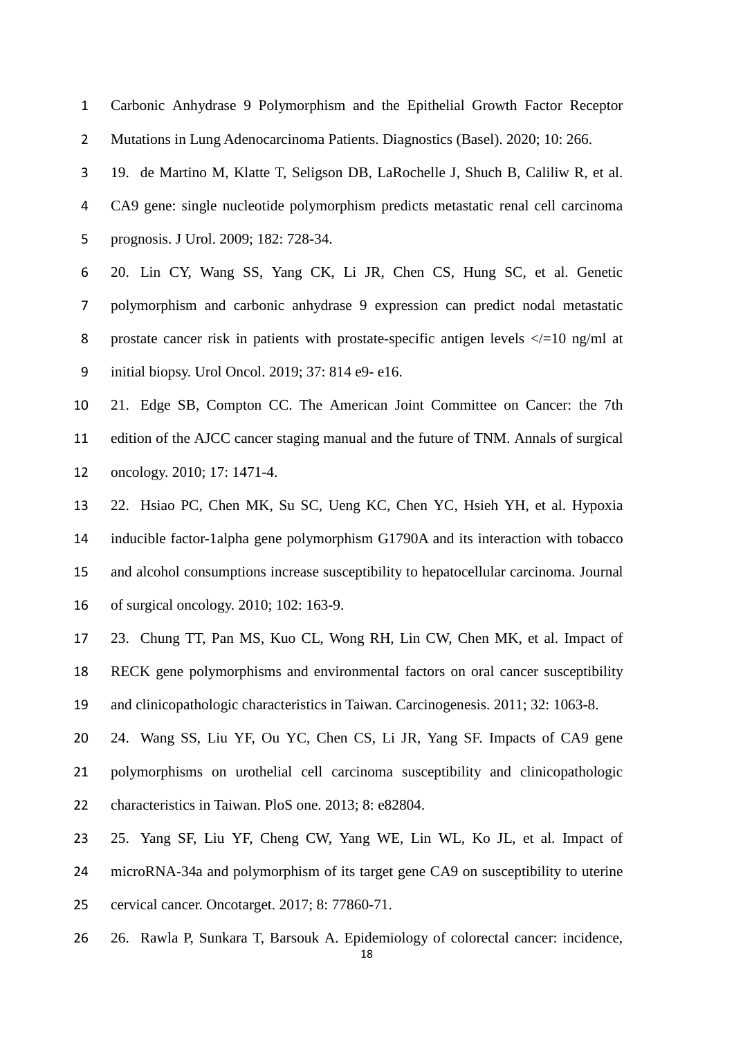Carbonic Anhydrase 9 Polymorphism and the Epithelial Growth Factor Receptor Mutations in Lung Adenocarcinoma Patients. Diagnostics (Basel). 2020; 10: 266.

19. de Martino M, Klatte T, Seligson DB, LaRochelle J, Shuch B, Caliliw R, et al. CA9 gene: single nucleotide polymorphism predicts metastatic renal cell carcinoma prognosis. J Urol. 2009; 182: 728-34.

20. Lin CY, Wang SS, Yang CK, Li JR, Chen CS, Hung SC, et al. Genetic polymorphism and carbonic anhydrase 9 expression can predict nodal metastatic prostate cancer risk in patients with prostate-specific antigen levels </=10 ng/ml at initial biopsy. Urol Oncol. 2019; 37: 814 e9- e16.

21. Edge SB, Compton CC. The American Joint Committee on Cancer: the 7th edition of the AJCC cancer staging manual and the future of TNM. Annals of surgical oncology. 2010; 17: 1471-4.

22. Hsiao PC, Chen MK, Su SC, Ueng KC, Chen YC, Hsieh YH, et al. Hypoxia inducible factor-1alpha gene polymorphism G1790A and its interaction with tobacco and alcohol consumptions increase susceptibility to hepatocellular carcinoma. Journal of surgical oncology. 2010; 102: 163-9.

23. Chung TT, Pan MS, Kuo CL, Wong RH, Lin CW, Chen MK, et al. Impact of RECK gene polymorphisms and environmental factors on oral cancer susceptibility and clinicopathologic characteristics in Taiwan. Carcinogenesis. 2011; 32: 1063-8.

24. Wang SS, Liu YF, Ou YC, Chen CS, Li JR, Yang SF. Impacts of CA9 gene polymorphisms on urothelial cell carcinoma susceptibility and clinicopathologic characteristics in Taiwan. PloS one. 2013; 8: e82804.

25. Yang SF, Liu YF, Cheng CW, Yang WE, Lin WL, Ko JL, et al. Impact of microRNA-34a and polymorphism of its target gene CA9 on susceptibility to uterine cervical cancer. Oncotarget. 2017; 8: 77860-71.

26. Rawla P, Sunkara T, Barsouk A. Epidemiology of colorectal cancer: incidence,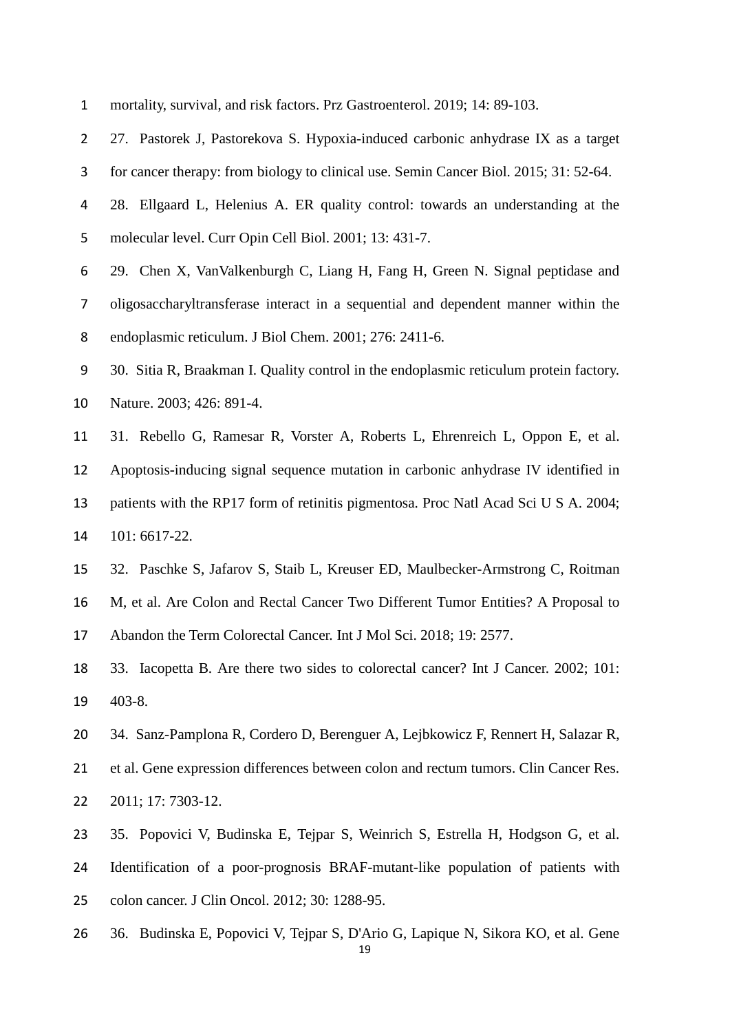mortality, survival, and risk factors. Prz Gastroenterol. 2019; 14: 89-103.

27. Pastorek J, Pastorekova S. Hypoxia-induced carbonic anhydrase IX as a target for cancer therapy: from biology to clinical use. Semin Cancer Biol. 2015; 31: 52-64.

28. Ellgaard L, Helenius A. ER quality control: towards an understanding at the molecular level. Curr Opin Cell Biol. 2001; 13: 431-7.

29. Chen X, VanValkenburgh C, Liang H, Fang H, Green N. Signal peptidase and oligosaccharyltransferase interact in a sequential and dependent manner within the endoplasmic reticulum. J Biol Chem. 2001; 276: 2411-6.

30. Sitia R, Braakman I. Quality control in the endoplasmic reticulum protein factory. Nature. 2003; 426: 891-4.

31. Rebello G, Ramesar R, Vorster A, Roberts L, Ehrenreich L, Oppon E, et al. Apoptosis-inducing signal sequence mutation in carbonic anhydrase IV identified in patients with the RP17 form of retinitis pigmentosa. Proc Natl Acad Sci U S A. 2004; 101: 6617-22.

32. Paschke S, Jafarov S, Staib L, Kreuser ED, Maulbecker-Armstrong C, Roitman M, et al. Are Colon and Rectal Cancer Two Different Tumor Entities? A Proposal to Abandon the Term Colorectal Cancer. Int J Mol Sci. 2018; 19: 2577.

33. Iacopetta B. Are there two sides to colorectal cancer? Int J Cancer. 2002; 101: 403-8.

34. Sanz-Pamplona R, Cordero D, Berenguer A, Lejbkowicz F, Rennert H, Salazar R, et al. Gene expression differences between colon and rectum tumors. Clin Cancer Res. 2011; 17: 7303-12.

35. Popovici V, Budinska E, Tejpar S, Weinrich S, Estrella H, Hodgson G, et al. Identification of a poor-prognosis BRAF-mutant-like population of patients with colon cancer. J Clin Oncol. 2012; 30: 1288-95.

36. Budinska E, Popovici V, Tejpar S, D'Ario G, Lapique N, Sikora KO, et al. Gene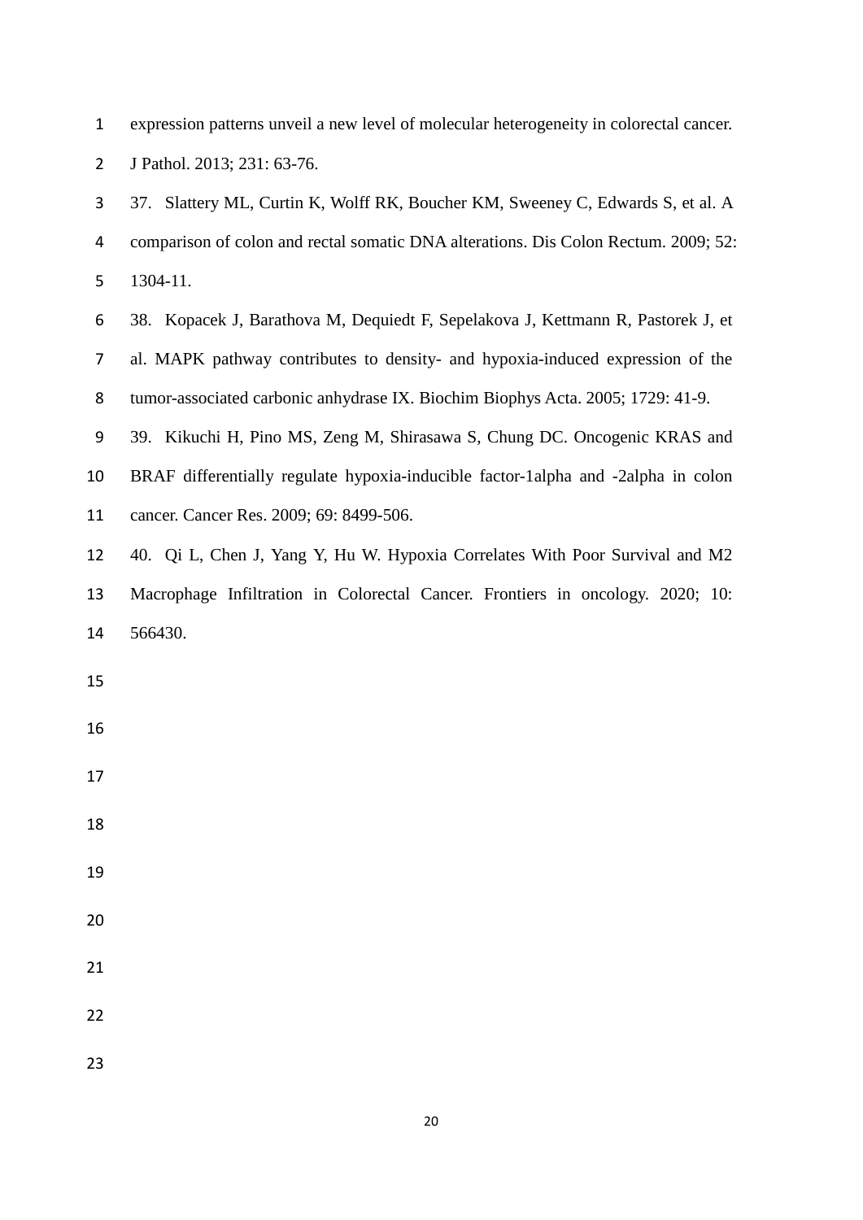expression patterns unveil a new level of molecular heterogeneity in colorectal cancer. J Pathol. 2013; 231: 63-76.

37. Slattery ML, Curtin K, Wolff RK, Boucher KM, Sweeney C, Edwards S, et al. A comparison of colon and rectal somatic DNA alterations. Dis Colon Rectum. 2009; 52: 1304-11.

38. Kopacek J, Barathova M, Dequiedt F, Sepelakova J, Kettmann R, Pastorek J, et al. MAPK pathway contributes to density- and hypoxia-induced expression of the tumor-associated carbonic anhydrase IX. Biochim Biophys Acta. 2005; 1729: 41-9.

39. Kikuchi H, Pino MS, Zeng M, Shirasawa S, Chung DC. Oncogenic KRAS and BRAF differentially regulate hypoxia-inducible factor-1alpha and -2alpha in colon cancer. Cancer Res. 2009; 69: 8499-506.

40. Qi L, Chen J, Yang Y, Hu W. Hypoxia Correlates With Poor Survival and M2 Macrophage Infiltration in Colorectal Cancer. Frontiers in oncology. 2020; 10: 566430.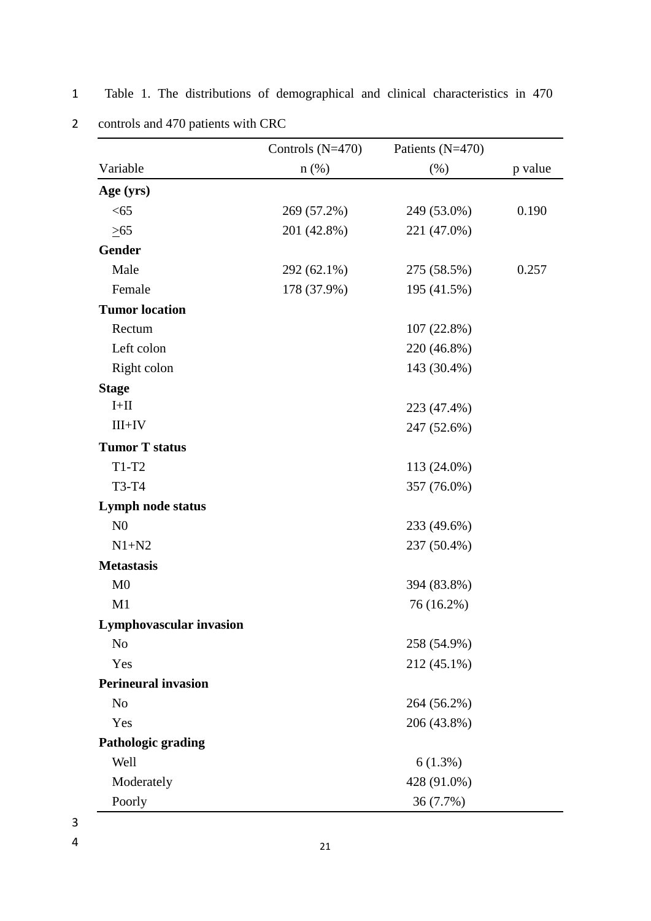Table 1. The distributions of demographical and clinical characteristics in 470 controls and 470 patients with CRC

| Variable | Controls (N=470) n (%) | Patients (N=470) (%) | p value |
|---|---|---|---|
| **Age (yrs)** | | | |
| <65 | 269 (57.2%) | 249 (53.0%) | 0.190 |
| ≥65 | 201 (42.8%) | 221 (47.0%) | |
| **Gender** | | | |
| Male | 292 (62.1%) | 275 (58.5%) | 0.257 |
| Female | 178 (37.9%) | 195 (41.5%) | |
| **Tumor location** | | | |
| Rectum | | 107 (22.8%) | |
| Left colon | | 220 (46.8%) | |
| Right colon | | 143 (30.4%) | |
| **Stage** | | | |
| I+II | | 223 (47.4%) | |
| III+IV | | 247 (52.6%) | |
| **Tumor T status** | | | |
| T1-T2 | | 113 (24.0%) | |
| T3-T4 | | 357 (76.0%) | |
| **Lymph node status** | | | |
| N0 | | 233 (49.6%) | |
| N1+N2 | | 237 (50.4%) | |
| **Metastasis** | | | |
| M0 | | 394 (83.8%) | |
| M1 | | 76 (16.2%) | |
| **Lymphovascular invasion** | | | |
| No | | 258 (54.9%) | |
| Yes | | 212 (45.1%) | |
| **Perineural invasion** | | | |
| No | | 264 (56.2%) | |
| Yes | | 206 (43.8%) | |
| **Pathologic grading** | | | |
| Well | | 6 (1.3%) | |
| Moderately | | 428 (91.0%) | |
| Poorly | | 36 (7.7%) | |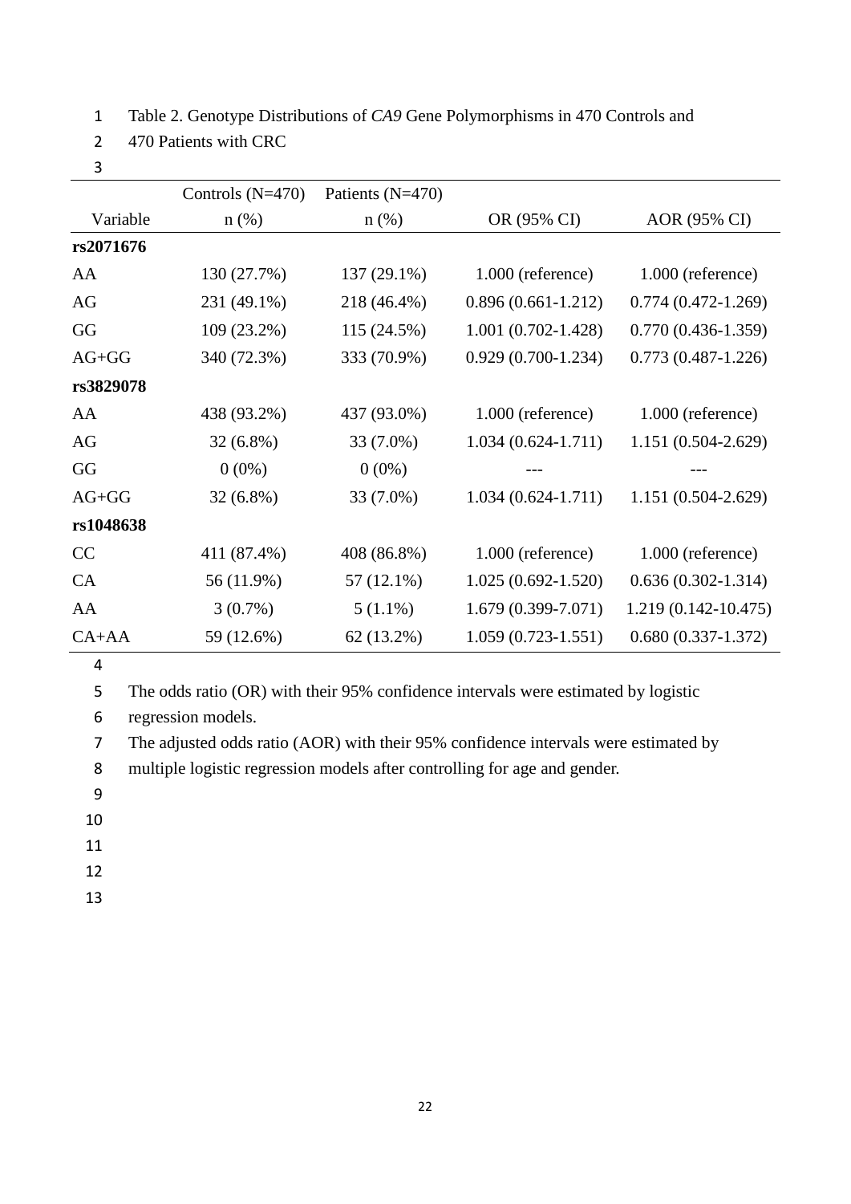Table 2. Genotype Distributions of *CA9* Gene Polymorphisms in 470 Controls and 470 Patients with CRC

| Variable | Controls (N=470) n (%) | Patients (N=470) n (%) | OR (95% CI) | AOR (95% CI) |
|---|---|---|---|---|
| **rs2071676** | | | | |
| AA | 130 (27.7%) | 137 (29.1%) | 1.000 (reference) | 1.000 (reference) |
| AG | 231 (49.1%) | 218 (46.4%) | 0.896 (0.661-1.212) | 0.774 (0.472-1.269) |
| GG | 109 (23.2%) | 115 (24.5%) | 1.001 (0.702-1.428) | 0.770 (0.436-1.359) |
| AG+GG | 340 (72.3%) | 333 (70.9%) | 0.929 (0.700-1.234) | 0.773 (0.487-1.226) |
| **rs3829078** | | | | |
| AA | 438 (93.2%) | 437 (93.0%) | 1.000 (reference) | 1.000 (reference) |
| AG | 32 (6.8%) | 33 (7.0%) | 1.034 (0.624-1.711) | 1.151 (0.504-2.629) |
| GG | 0 (0%) | 0 (0%) | --- | --- |
| AG+GG | 32 (6.8%) | 33 (7.0%) | 1.034 (0.624-1.711) | 1.151 (0.504-2.629) |
| **rs1048638** | | | | |
| CC | 411 (87.4%) | 408 (86.8%) | 1.000 (reference) | 1.000 (reference) |
| CA | 56 (11.9%) | 57 (12.1%) | 1.025 (0.692-1.520) | 0.636 (0.302-1.314) |
| AA | 3 (0.7%) | 5 (1.1%) | 1.679 (0.399-7.071) | 1.219 (0.142-10.475) |
| CA+AA | 59 (12.6%) | 62 (13.2%) | 1.059 (0.723-1.551) | 0.680 (0.337-1.372) |

The odds ratio (OR) with their 95% confidence intervals were estimated by logistic regression models.

The adjusted odds ratio (AOR) with their 95% confidence intervals were estimated by multiple logistic regression models after controlling for age and gender.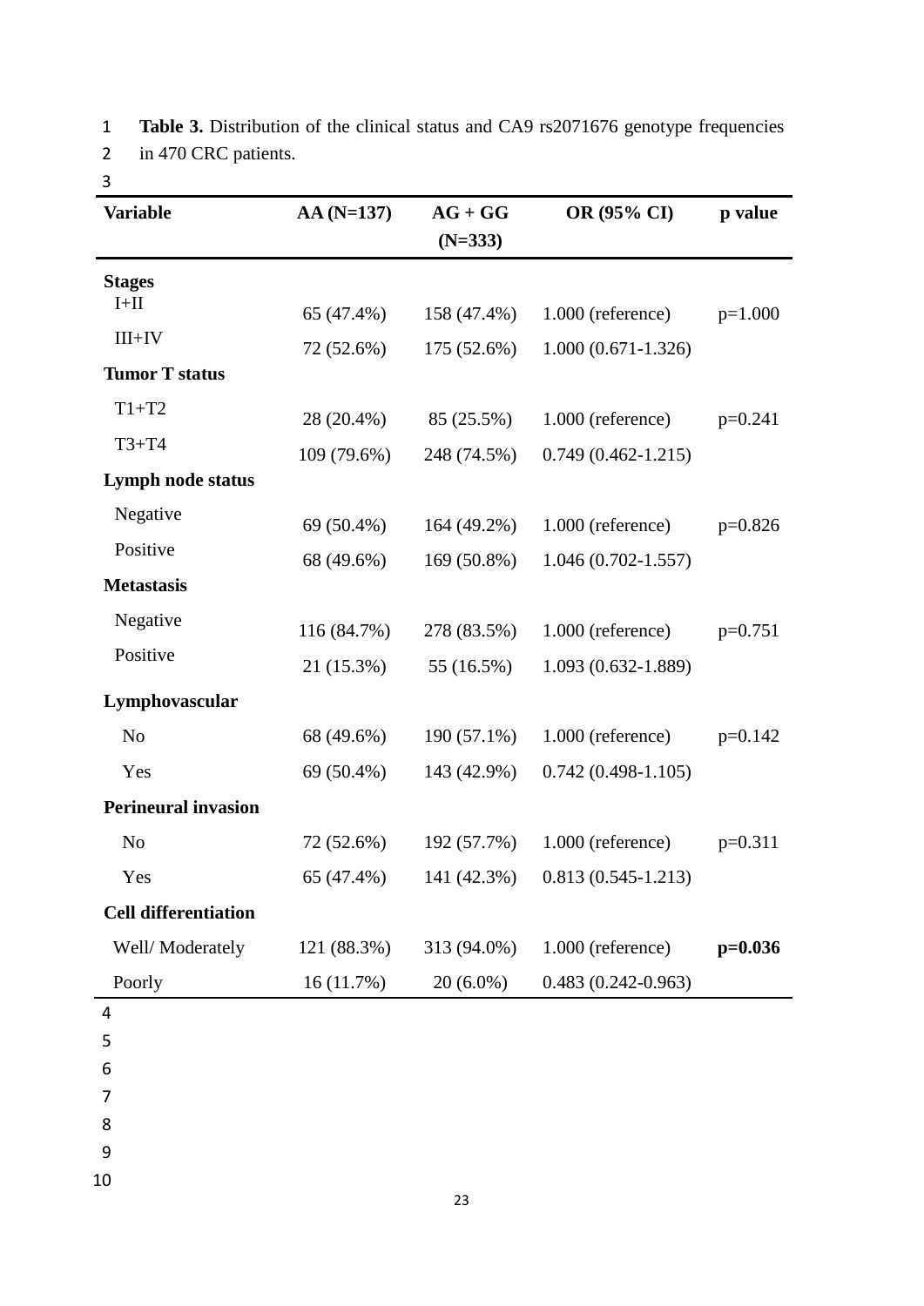**Table 3.** Distribution of the clinical status and CA9 rs2071676 genotype frequencies in 470 CRC patients.

| Variable | AA (N=137) | AG + GG (N=333) | OR (95% CI) | p value |
|---|---|---|---|---|
| **Stages** | | | | |
| I+II | 65 (47.4%) | 158 (47.4%) | 1.000 (reference) | p=1.000 |
| III+IV | 72 (52.6%) | 175 (52.6%) | 1.000 (0.671-1.326) | |
| **Tumor T status** | | | | |
| T1+T2 | 28 (20.4%) | 85 (25.5%) | 1.000 (reference) | p=0.241 |
| T3+T4 | 109 (79.6%) | 248 (74.5%) | 0.749 (0.462-1.215) | |
| **Lymph node status** | | | | |
| Negative | 69 (50.4%) | 164 (49.2%) | 1.000 (reference) | p=0.826 |
| Positive | 68 (49.6%) | 169 (50.8%) | 1.046 (0.702-1.557) | |
| **Metastasis** | | | | |
| Negative | 116 (84.7%) | 278 (83.5%) | 1.000 (reference) | p=0.751 |
| Positive | 21 (15.3%) | 55 (16.5%) | 1.093 (0.632-1.889) | |
| **Lymphovascular** | | | | |
| No | 68 (49.6%) | 190 (57.1%) | 1.000 (reference) | p=0.142 |
| Yes | 69 (50.4%) | 143 (42.9%) | 0.742 (0.498-1.105) | |
| **Perineural invasion** | | | | |
| No | 72 (52.6%) | 192 (57.7%) | 1.000 (reference) | p=0.311 |
| Yes | 65 (47.4%) | 141 (42.3%) | 0.813 (0.545-1.213) | |
| **Cell differentiation** | | | | |
| Well/ Moderately | 121 (88.3%) | 313 (94.0%) | 1.000 (reference) | **p=0.036** |
| Poorly | 16 (11.7%) | 20 (6.0%) | 0.483 (0.242-0.963) | |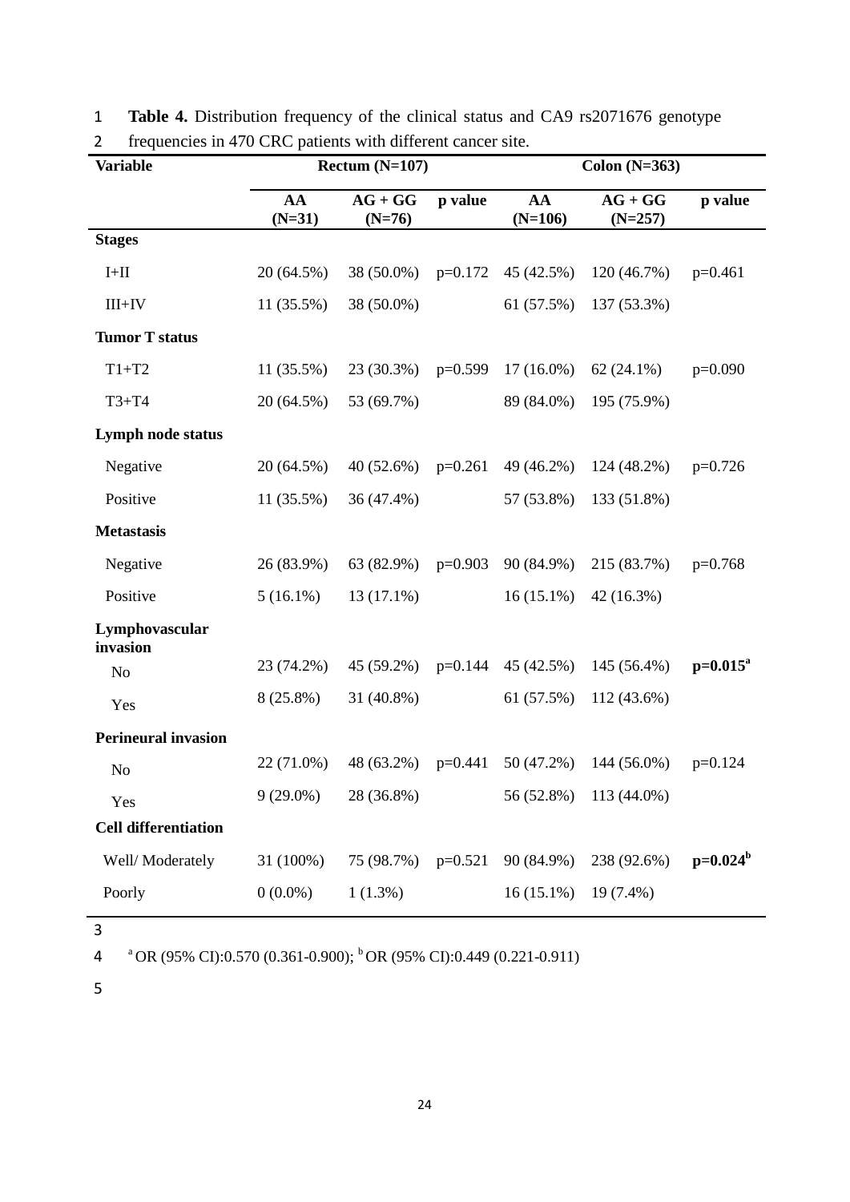**Table 4.** Distribution frequency of the clinical status and CA9 rs2071676 genotype frequencies in 470 CRC patients with different cancer site.

| Variable | Rectum (N=107) | | | Colon (N=363) | | |
|---|---|---|---|---|---|---|
| | AA (N=31) | AG + GG (N=76) | p value | AA (N=106) | AG + GG (N=257) | p value |
| **Stages** | | | | | | |
| I+II | 20 (64.5%) | 38 (50.0%) | p=0.172 | 45 (42.5%) | 120 (46.7%) | p=0.461 |
| III+IV | 11 (35.5%) | 38 (50.0%) | | 61 (57.5%) | 137 (53.3%) | |
| **Tumor T status** | | | | | | |
| T1+T2 | 11 (35.5%) | 23 (30.3%) | p=0.599 | 17 (16.0%) | 62 (24.1%) | p=0.090 |
| T3+T4 | 20 (64.5%) | 53 (69.7%) | | 89 (84.0%) | 195 (75.9%) | |
| **Lymph node status** | | | | | | |
| Negative | 20 (64.5%) | 40 (52.6%) | p=0.261 | 49 (46.2%) | 124 (48.2%) | p=0.726 |
| Positive | 11 (35.5%) | 36 (47.4%) | | 57 (53.8%) | 133 (51.8%) | |
| **Metastasis** | | | | | | |
| Negative | 26 (83.9%) | 63 (82.9%) | p=0.903 | 90 (84.9%) | 215 (83.7%) | p=0.768 |
| Positive | 5 (16.1%) | 13 (17.1%) | | 16 (15.1%) | 42 (16.3%) | |
| **Lymphovascular invasion** | | | | | | |
| No | 23 (74.2%) | 45 (59.2%) | p=0.144 | 45 (42.5%) | 145 (56.4%) | **p=0.015[a]** |
| Yes | 8 (25.8%) | 31 (40.8%) | | 61 (57.5%) | 112 (43.6%) | |
| **Perineural invasion** | | | | | | |
| No | 22 (71.0%) | 48 (63.2%) | p=0.441 | 50 (47.2%) | 144 (56.0%) | p=0.124 |
| Yes | 9 (29.0%) | 28 (36.8%) | | 56 (52.8%) | 113 (44.0%) | |
| **Cell differentiation** | | | | | | |
| Well/ Moderately | 31 (100%) | 75 (98.7%) | p=0.521 | 90 (84.9%) | 238 (92.6%) | **p=0.024[b]** |
| Poorly | 0 (0.0%) | 1 (1.3%) | | 16 (15.1%) | 19 (7.4%) | |

[a] OR (95% CI):0.570 (0.361-0.900); [b] OR (95% CI):0.449 (0.221-0.911)